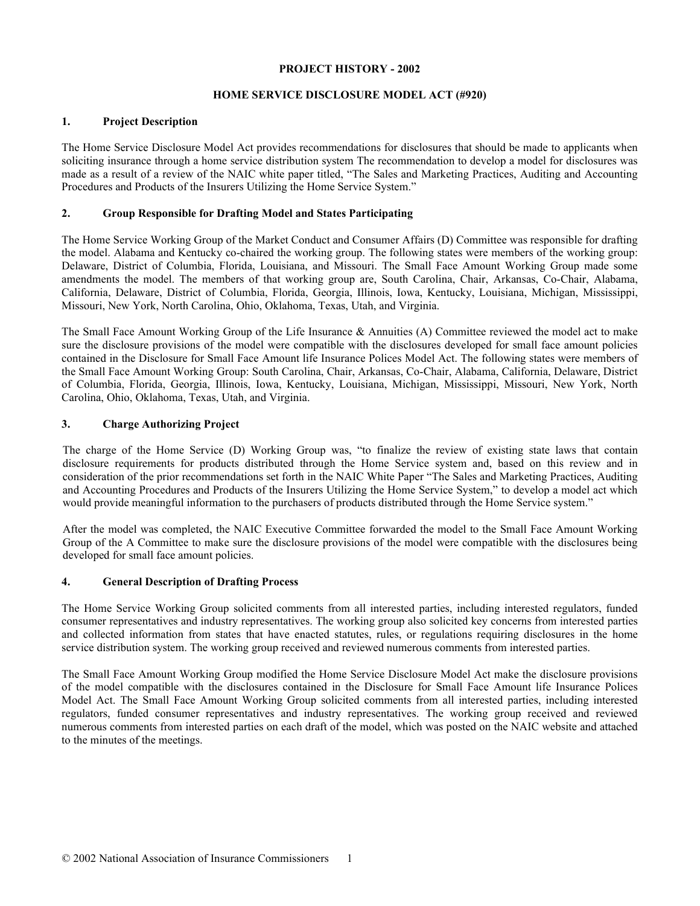**PROJECT HISTORY - 2002**

**HOME SERVICE DISCLOSURE MODEL ACT (#920)**

## 1. Project Description

The Home Service Disclosure Model Act provides recommendations for disclosures that should be made to applicants when soliciting insurance through a home service distribution system The recommendation to develop a model for disclosures was made as a result of a review of the NAIC white paper titled, "The Sales and Marketing Practices, Auditing and Accounting Procedures and Products of the Insurers Utilizing the Home Service System."

## 2. Group Responsible for Drafting Model and States Participating

The Home Service Working Group of the Market Conduct and Consumer Affairs (D) Committee was responsible for drafting the model. Alabama and Kentucky co-chaired the working group. The following states were members of the working group: Delaware, District of Columbia, Florida, Louisiana, and Missouri. The Small Face Amount Working Group made some amendments the model. The members of that working group are, South Carolina, Chair, Arkansas, Co-Chair, Alabama, California, Delaware, District of Columbia, Florida, Georgia, Illinois, Iowa, Kentucky, Louisiana, Michigan, Mississippi, Missouri, New York, North Carolina, Ohio, Oklahoma, Texas, Utah, and Virginia.

The Small Face Amount Working Group of the Life Insurance & Annuities (A) Committee reviewed the model act to make sure the disclosure provisions of the model were compatible with the disclosures developed for small face amount policies contained in the Disclosure for Small Face Amount life Insurance Polices Model Act. The following states were members of the Small Face Amount Working Group: South Carolina, Chair, Arkansas, Co-Chair, Alabama, California, Delaware, District of Columbia, Florida, Georgia, Illinois, Iowa, Kentucky, Louisiana, Michigan, Mississippi, Missouri, New York, North Carolina, Ohio, Oklahoma, Texas, Utah, and Virginia.

## 3. Charge Authorizing Project

The charge of the Home Service (D) Working Group was, "to finalize the review of existing state laws that contain disclosure requirements for products distributed through the Home Service system and, based on this review and in consideration of the prior recommendations set forth in the NAIC White Paper "The Sales and Marketing Practices, Auditing and Accounting Procedures and Products of the Insurers Utilizing the Home Service System," to develop a model act which would provide meaningful information to the purchasers of products distributed through the Home Service system."

After the model was completed, the NAIC Executive Committee forwarded the model to the Small Face Amount Working Group of the A Committee to make sure the disclosure provisions of the model were compatible with the disclosures being developed for small face amount policies.

## 4. General Description of Drafting Process

The Home Service Working Group solicited comments from all interested parties, including interested regulators, funded consumer representatives and industry representatives. The working group also solicited key concerns from interested parties and collected information from states that have enacted statutes, rules, or regulations requiring disclosures in the home service distribution system. The working group received and reviewed numerous comments from interested parties.

The Small Face Amount Working Group modified the Home Service Disclosure Model Act make the disclosure provisions of the model compatible with the disclosures contained in the Disclosure for Small Face Amount life Insurance Polices Model Act. The Small Face Amount Working Group solicited comments from all interested parties, including interested regulators, funded consumer representatives and industry representatives. The working group received and reviewed numerous comments from interested parties on each draft of the model, which was posted on the NAIC website and attached to the minutes of the meetings.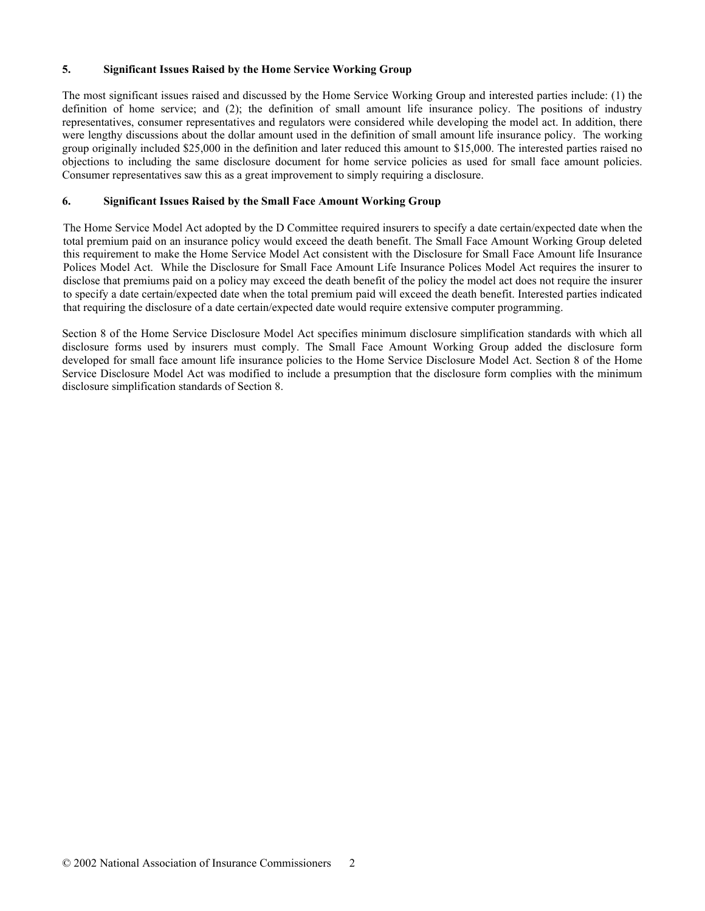## 5. Significant Issues Raised by the Home Service Working Group

The most significant issues raised and discussed by the Home Service Working Group and interested parties include: (1) the definition of home service; and (2); the definition of small amount life insurance policy. The positions of industry representatives, consumer representatives and regulators were considered while developing the model act. In addition, there were lengthy discussions about the dollar amount used in the definition of small amount life insurance policy. The working group originally included $25,000 in the definition and later reduced this amount to $15,000. The interested parties raised no objections to including the same disclosure document for home service policies as used for small face amount policies. Consumer representatives saw this as a great improvement to simply requiring a disclosure.

## 6. Significant Issues Raised by the Small Face Amount Working Group

The Home Service Model Act adopted by the D Committee required insurers to specify a date certain/expected date when the total premium paid on an insurance policy would exceed the death benefit. The Small Face Amount Working Group deleted this requirement to make the Home Service Model Act consistent with the Disclosure for Small Face Amount life Insurance Polices Model Act. While the Disclosure for Small Face Amount Life Insurance Polices Model Act requires the insurer to disclose that premiums paid on a policy may exceed the death benefit of the policy the model act does not require the insurer to specify a date certain/expected date when the total premium paid will exceed the death benefit. Interested parties indicated that requiring the disclosure of a date certain/expected date would require extensive computer programming.

Section 8 of the Home Service Disclosure Model Act specifies minimum disclosure simplification standards with which all disclosure forms used by insurers must comply. The Small Face Amount Working Group added the disclosure form developed for small face amount life insurance policies to the Home Service Disclosure Model Act. Section 8 of the Home Service Disclosure Model Act was modified to include a presumption that the disclosure form complies with the minimum disclosure simplification standards of Section 8.

© 2002 National Association of Insurance Commissioners